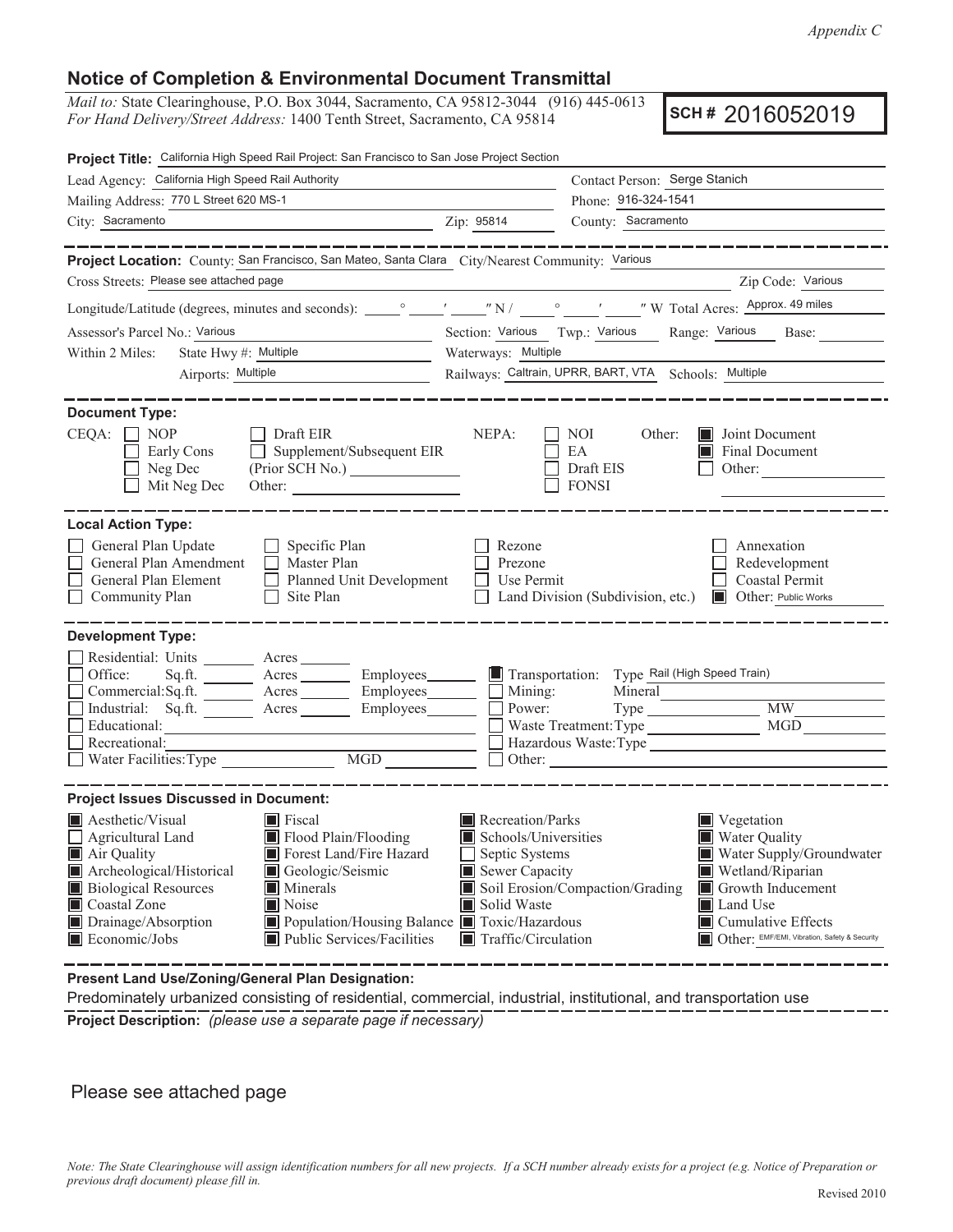*Appendix C*

## Notice of Completion & Environmental Document Transmittal

*Mail to:* State Clearinghouse, P.O. Box 3044, Sacramento, CA 95812-3044 (916) 445-0613
*For Hand Delivery/Street Address:* 1400 Tenth Street, Sacramento, CA 95814

**SCH #** 2016052019

**Project Title:** California High Speed Rail Project: San Francisco to San Jose Project Section

Lead Agency: California High Speed Rail Authority
Contact Person: Serge Stanich
Mailing Address: 770 L Street 620 MS-1
Phone: 916-324-1541
City: Sacramento
Zip: 95814
County: Sacramento

---

**Project Location:** County: San Francisco, San Mateo, Santa Clara City/Nearest Community: Various
Cross Streets: Please see attached page
Zip Code: Various
Longitude/Latitude (degrees, minutes and seconds): ____° ____′ ____″ N / ____° ____′ ____″ W Total Acres: Approx. 49 miles
Assessor's Parcel No.: Various
Section: Various Twp.: Various Range: Various Base: ____
Within 2 Miles: State Hwy #: Multiple
Waterways: Multiple
Airports: Multiple
Railways: Caltrain, UPRR, BART, VTA Schools: Multiple

---

**Document Type:**

CEQA:
- ☐ NOP
- ☐ Early Cons
- ☐ Neg Dec
- ☐ Mit Neg Dec
- ☐ Draft EIR
- ☐ Supplement/Subsequent EIR (Prior SCH No.) ____
- Other: ____

NEPA:
- ☐ NOI
- ☐ EA
- ☐ Draft EIS
- ☐ FONSI

Other:
- ■ Joint Document
- ■ Final Document
- ☐ Other: ____

---

**Local Action Type:**

- ☐ General Plan Update
- ☐ General Plan Amendment
- ☐ General Plan Element
- ☐ Community Plan
- ☐ Specific Plan
- ☐ Master Plan
- ☐ Planned Unit Development
- ☐ Site Plan
- ☐ Rezone
- ☐ Prezone
- ☐ Use Permit
- ☐ Land Division (Subdivision, etc.)
- ☐ Annexation
- ☐ Redevelopment
- ☐ Coastal Permit
- ■ Other: Public Works

---

**Development Type:**

- ☐ Residential: Units ____ Acres ____
- ☐ Office: Sq.ft. ____ Acres ____ Employees ____
- ☐ Commercial: Sq.ft. ____ Acres ____ Employees ____
- ☐ Industrial: Sq.ft. ____ Acres ____ Employees ____
- ☐ Educational: ____
- ☐ Recreational: ____
- ☐ Water Facilities: Type ____ MGD ____
- ■ Transportation: Type Rail (High Speed Train)
- ☐ Mining: Mineral ____
- ☐ Power: Type ____ MW ____
- ☐ Waste Treatment: Type ____ MGD ____
- ☐ Hazardous Waste: Type ____
- ☐ Other: ____

---

**Project Issues Discussed in Document:**

- ■ Aesthetic/Visual
- ☐ Agricultural Land
- ■ Air Quality
- ■ Archeological/Historical
- ■ Biological Resources
- ■ Coastal Zone
- ■ Drainage/Absorption
- ■ Economic/Jobs
- ■ Fiscal
- ■ Flood Plain/Flooding
- ■ Forest Land/Fire Hazard
- ■ Geologic/Seismic
- ■ Minerals
- ■ Noise
- ■ Population/Housing Balance
- ■ Public Services/Facilities
- ■ Recreation/Parks
- ■ Schools/Universities
- ☐ Septic Systems
- ■ Sewer Capacity
- ■ Soil Erosion/Compaction/Grading
- ■ Solid Waste
- ■ Toxic/Hazardous
- ■ Traffic/Circulation
- ■ Vegetation
- ■ Water Quality
- ■ Water Supply/Groundwater
- ■ Wetland/Riparian
- ■ Growth Inducement
- ■ Land Use
- ■ Cumulative Effects
- ■ Other: EMF/EMI, Vibration, Safety & Security

---

**Present Land Use/Zoning/General Plan Designation:**

Predominately urbanized consisting of residential, commercial, industrial, institutional, and transportation use

**Project Description:** *(please use a separate page if necessary)*

Please see attached page

*Note: The State Clearinghouse will assign identification numbers for all new projects. If a SCH number already exists for a project (e.g. Notice of Preparation or previous draft document) please fill in.*

Revised 2010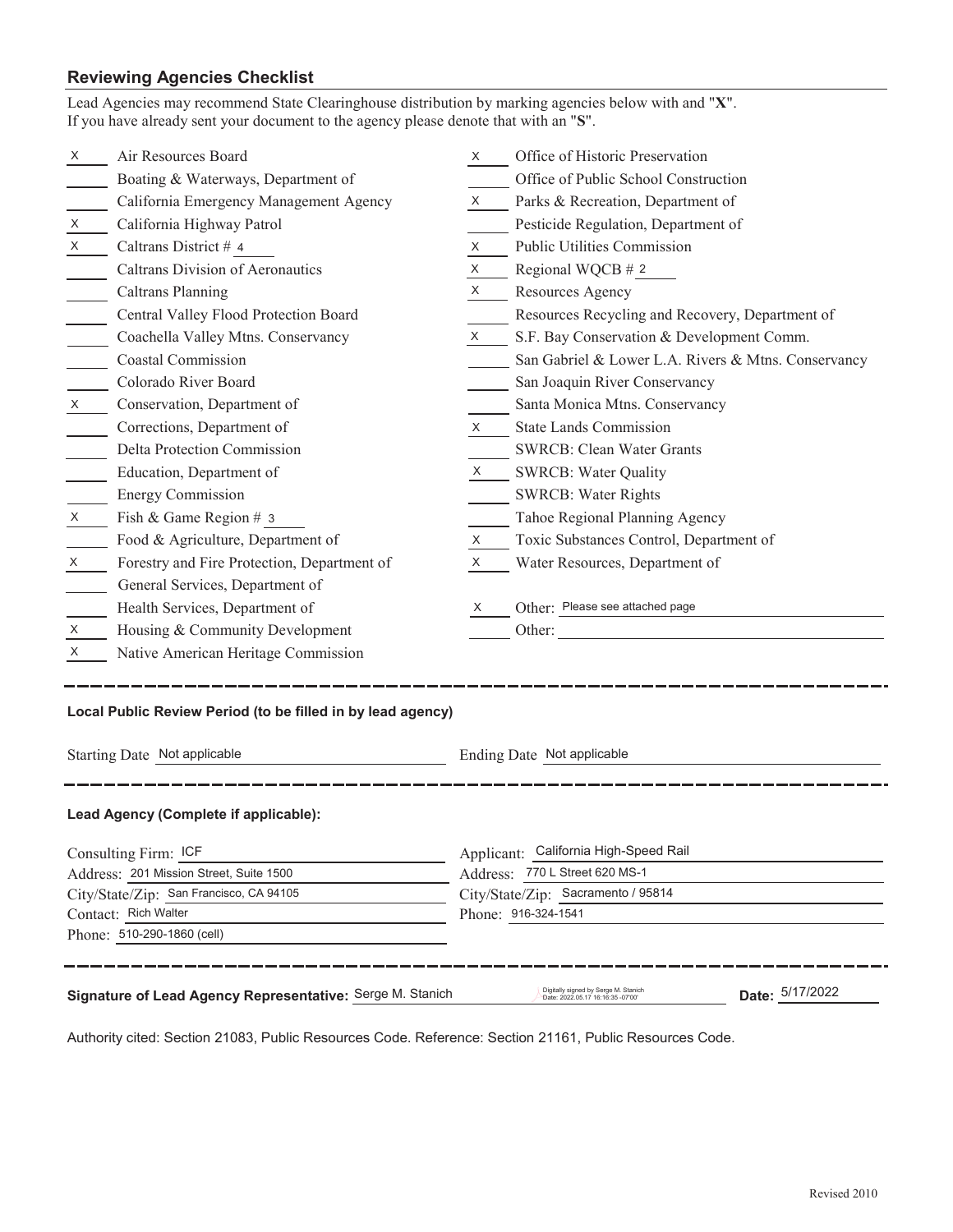## Reviewing Agencies Checklist

Lead Agencies may recommend State Clearinghouse distribution by marking agencies below with and "**X**".
If you have already sent your document to the agency please denote that with an "**S**".

| Mark | Agency | Mark | Agency |
|---|---|---|---|
| X | Air Resources Board | X | Office of Historic Preservation |
| | Boating & Waterways, Department of | | Office of Public School Construction |
| | California Emergency Management Agency | X | Parks & Recreation, Department of |
| X | California Highway Patrol | | Pesticide Regulation, Department of |
| X | Caltrans District # 4 | X | Public Utilities Commission |
| | Caltrans Division of Aeronautics | X | Regional WQCB # 2 |
| | Caltrans Planning | X | Resources Agency |
| | Central Valley Flood Protection Board | | Resources Recycling and Recovery, Department of |
| | Coachella Valley Mtns. Conservancy | X | S.F. Bay Conservation & Development Comm. |
| | Coastal Commission | | San Gabriel & Lower L.A. Rivers & Mtns. Conservancy |
| | Colorado River Board | | San Joaquin River Conservancy |
| X | Conservation, Department of | | Santa Monica Mtns. Conservancy |
| | Corrections, Department of | X | State Lands Commission |
| | Delta Protection Commission | | SWRCB: Clean Water Grants |
| | Education, Department of | X | SWRCB: Water Quality |
| | Energy Commission | | SWRCB: Water Rights |
| X | Fish & Game Region # 3 | | Tahoe Regional Planning Agency |
| | Food & Agriculture, Department of | X | Toxic Substances Control, Department of |
| X | Forestry and Fire Protection, Department of | X | Water Resources, Department of |
| | General Services, Department of | | |
| | Health Services, Department of | X | Other: Please see attached page |
| X | Housing & Community Development | | Other: |
| X | Native American Heritage Commission | | |

---

**Local Public Review Period (to be filled in by lead agency)**

Starting Date: Not applicable

Ending Date: Not applicable

---

**Lead Agency (Complete if applicable):**

Consulting Firm: ICF
Address: 201 Mission Street, Suite 1500
City/State/Zip: San Francisco, CA 94105
Contact: Rich Walter
Phone: 510-290-1860 (cell)

Applicant: California High-Speed Rail
Address: 770 L Street 620 MS-1
City/State/Zip: Sacramento / 95814
Phone: 916-324-1541

---

**Signature of Lead Agency Representative:** Serge M. Stanich (Digitally signed by Serge M. Stanich Date: 2022.05.17 16:16:35 -07'00')

**Date:** 5/17/2022

Authority cited: Section 21083, Public Resources Code. Reference: Section 21161, Public Resources Code.

Revised 2010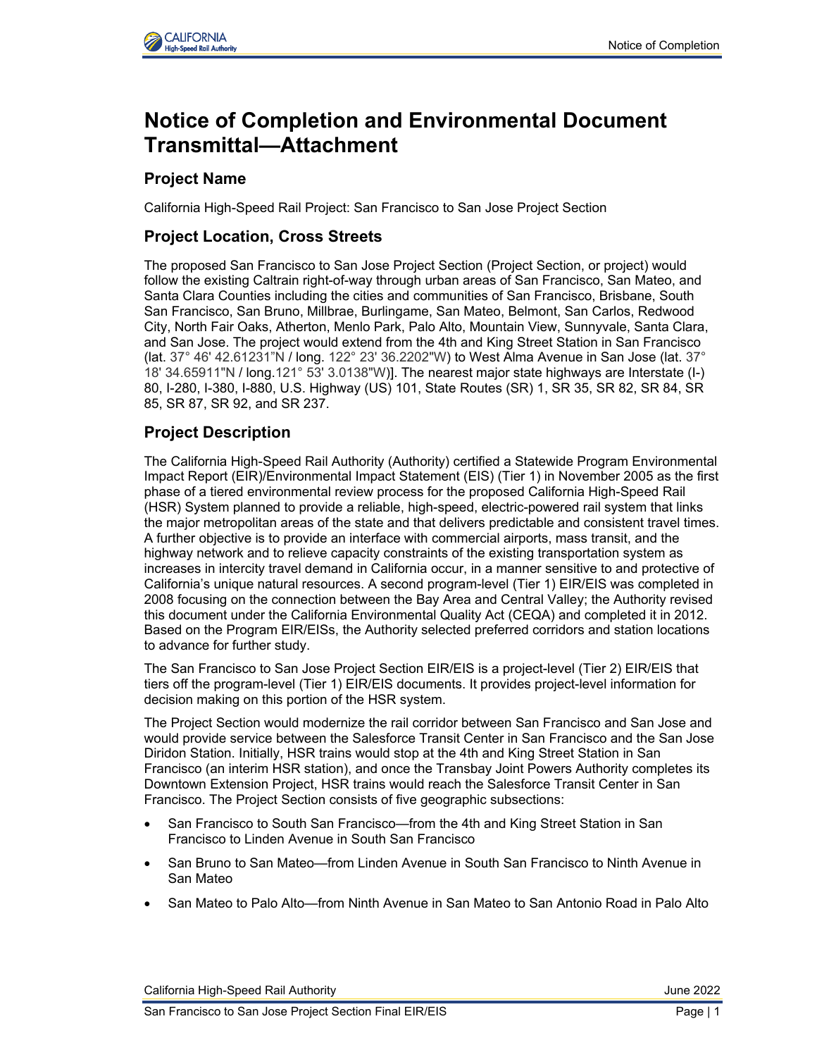# Notice of Completion and Environmental Document Transmittal—Attachment

## Project Name

California High-Speed Rail Project: San Francisco to San Jose Project Section

## Project Location, Cross Streets

The proposed San Francisco to San Jose Project Section (Project Section, or project) would follow the existing Caltrain right-of-way through urban areas of San Francisco, San Mateo, and Santa Clara Counties including the cities and communities of San Francisco, Brisbane, South San Francisco, San Bruno, Millbrae, Burlingame, San Mateo, Belmont, San Carlos, Redwood City, North Fair Oaks, Atherton, Menlo Park, Palo Alto, Mountain View, Sunnyvale, Santa Clara, and San Jose. The project would extend from the 4th and King Street Station in San Francisco (lat. 37° 46' 42.61231"N / long. 122° 23' 36.2202"W) to West Alma Avenue in San Jose (lat. 37° 18' 34.65911"N / long.121° 53' 3.0138"W)]. The nearest major state highways are Interstate (I-) 80, I-280, I-380, I-880, U.S. Highway (US) 101, State Routes (SR) 1, SR 35, SR 82, SR 84, SR 85, SR 87, SR 92, and SR 237.

## Project Description

The California High-Speed Rail Authority (Authority) certified a Statewide Program Environmental Impact Report (EIR)/Environmental Impact Statement (EIS) (Tier 1) in November 2005 as the first phase of a tiered environmental review process for the proposed California High-Speed Rail (HSR) System planned to provide a reliable, high-speed, electric-powered rail system that links the major metropolitan areas of the state and that delivers predictable and consistent travel times. A further objective is to provide an interface with commercial airports, mass transit, and the highway network and to relieve capacity constraints of the existing transportation system as increases in intercity travel demand in California occur, in a manner sensitive to and protective of California's unique natural resources. A second program-level (Tier 1) EIR/EIS was completed in 2008 focusing on the connection between the Bay Area and Central Valley; the Authority revised this document under the California Environmental Quality Act (CEQA) and completed it in 2012. Based on the Program EIR/EISs, the Authority selected preferred corridors and station locations to advance for further study.

The San Francisco to San Jose Project Section EIR/EIS is a project-level (Tier 2) EIR/EIS that tiers off the program-level (Tier 1) EIR/EIS documents. It provides project-level information for decision making on this portion of the HSR system.

The Project Section would modernize the rail corridor between San Francisco and San Jose and would provide service between the Salesforce Transit Center in San Francisco and the San Jose Diridon Station. Initially, HSR trains would stop at the 4th and King Street Station in San Francisco (an interim HSR station), and once the Transbay Joint Powers Authority completes its Downtown Extension Project, HSR trains would reach the Salesforce Transit Center in San Francisco. The Project Section consists of five geographic subsections:

- San Francisco to South San Francisco—from the 4th and King Street Station in San Francisco to Linden Avenue in South San Francisco
- San Bruno to San Mateo—from Linden Avenue in South San Francisco to Ninth Avenue in San Mateo
- San Mateo to Palo Alto—from Ninth Avenue in San Mateo to San Antonio Road in Palo Alto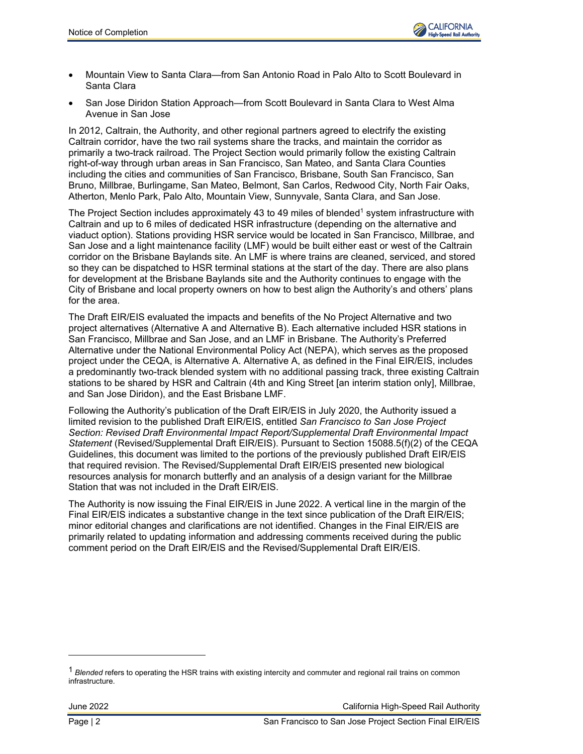- Mountain View to Santa Clara—from San Antonio Road in Palo Alto to Scott Boulevard in Santa Clara
- San Jose Diridon Station Approach—from Scott Boulevard in Santa Clara to West Alma Avenue in San Jose

In 2012, Caltrain, the Authority, and other regional partners agreed to electrify the existing Caltrain corridor, have the two rail systems share the tracks, and maintain the corridor as primarily a two-track railroad. The Project Section would primarily follow the existing Caltrain right-of-way through urban areas in San Francisco, San Mateo, and Santa Clara Counties including the cities and communities of San Francisco, Brisbane, South San Francisco, San Bruno, Millbrae, Burlingame, San Mateo, Belmont, San Carlos, Redwood City, North Fair Oaks, Atherton, Menlo Park, Palo Alto, Mountain View, Sunnyvale, Santa Clara, and San Jose.

The Project Section includes approximately 43 to 49 miles of blended[1] system infrastructure with Caltrain and up to 6 miles of dedicated HSR infrastructure (depending on the alternative and viaduct option). Stations providing HSR service would be located in San Francisco, Millbrae, and San Jose and a light maintenance facility (LMF) would be built either east or west of the Caltrain corridor on the Brisbane Baylands site. An LMF is where trains are cleaned, serviced, and stored so they can be dispatched to HSR terminal stations at the start of the day. There are also plans for development at the Brisbane Baylands site and the Authority continues to engage with the City of Brisbane and local property owners on how to best align the Authority's and others' plans for the area.

The Draft EIR/EIS evaluated the impacts and benefits of the No Project Alternative and two project alternatives (Alternative A and Alternative B). Each alternative included HSR stations in San Francisco, Millbrae and San Jose, and an LMF in Brisbane. The Authority's Preferred Alternative under the National Environmental Policy Act (NEPA), which serves as the proposed project under the CEQA, is Alternative A. Alternative A, as defined in the Final EIR/EIS, includes a predominantly two-track blended system with no additional passing track, three existing Caltrain stations to be shared by HSR and Caltrain (4th and King Street [an interim station only], Millbrae, and San Jose Diridon), and the East Brisbane LMF.

Following the Authority's publication of the Draft EIR/EIS in July 2020, the Authority issued a limited revision to the published Draft EIR/EIS, entitled *San Francisco to San Jose Project Section: Revised Draft Environmental Impact Report/Supplemental Draft Environmental Impact Statement* (Revised/Supplemental Draft EIR/EIS). Pursuant to Section 15088.5(f)(2) of the CEQA Guidelines, this document was limited to the portions of the previously published Draft EIR/EIS that required revision. The Revised/Supplemental Draft EIR/EIS presented new biological resources analysis for monarch butterfly and an analysis of a design variant for the Millbrae Station that was not included in the Draft EIR/EIS.

The Authority is now issuing the Final EIR/EIS in June 2022. A vertical line in the margin of the Final EIR/EIS indicates a substantive change in the text since publication of the Draft EIR/EIS; minor editorial changes and clarifications are not identified. Changes in the Final EIR/EIS are primarily related to updating information and addressing comments received during the public comment period on the Draft EIR/EIS and the Revised/Supplemental Draft EIR/EIS.

---

[1] *Blended* refers to operating the HSR trains with existing intercity and commuter and regional rail trains on common infrastructure.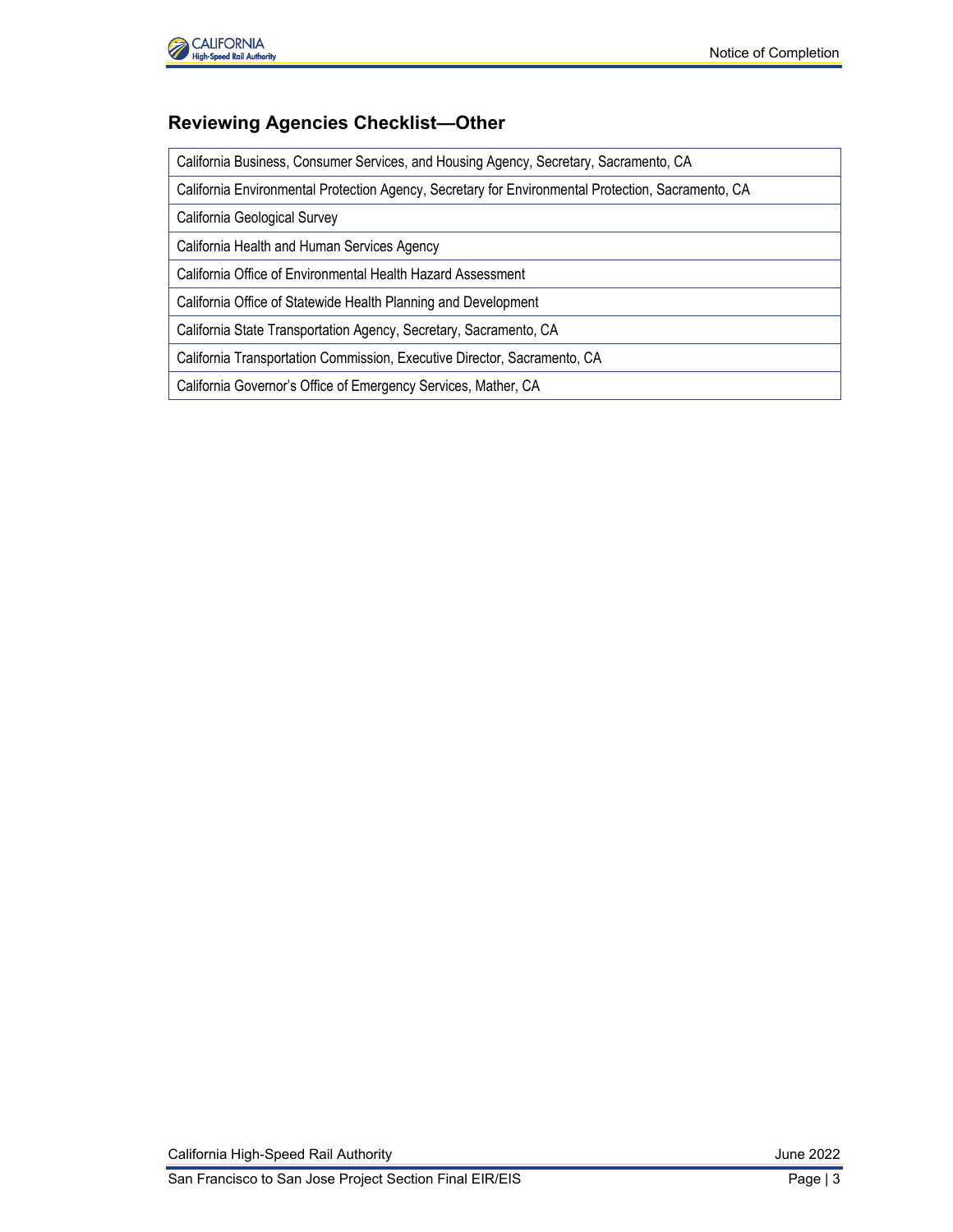## Reviewing Agencies Checklist—Other

| |
|---|
| California Business, Consumer Services, and Housing Agency, Secretary, Sacramento, CA |
| California Environmental Protection Agency, Secretary for Environmental Protection, Sacramento, CA |
| California Geological Survey |
| California Health and Human Services Agency |
| California Office of Environmental Health Hazard Assessment |
| California Office of Statewide Health Planning and Development |
| California State Transportation Agency, Secretary, Sacramento, CA |
| California Transportation Commission, Executive Director, Sacramento, CA |
| California Governor's Office of Emergency Services, Mather, CA |